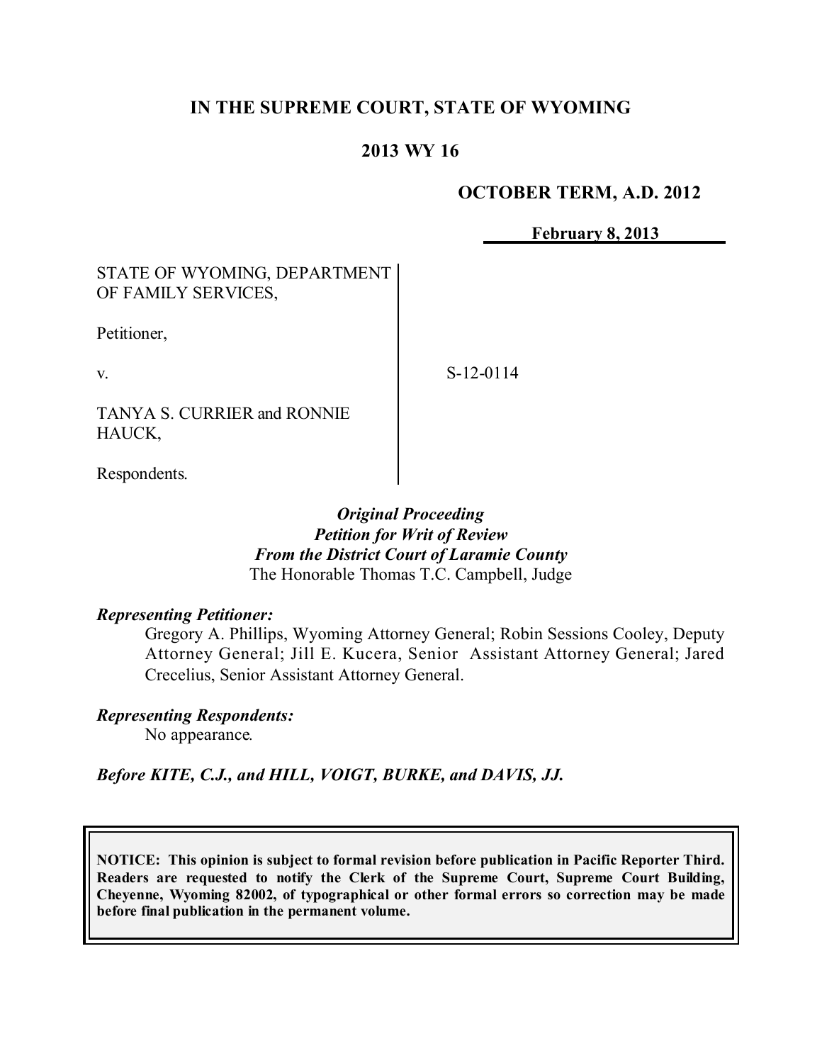**IN THE SUPREME COURT, STATE OF WYOMING**

**2013 WY 16**

**OCTOBER TERM, A.D. 2012**

**February 8, 2013**

STATE OF WYOMING, DEPARTMENT OF FAMILY SERVICES,

Petitioner,

v.

TANYA S. CURRIER and RONNIE HAUCK,

Respondents.

S-12-0114

*Original Proceeding*
*Petition for Writ of Review*
*From the District Court of Laramie County*
The Honorable Thomas T.C. Campbell, Judge

*Representing Petitioner:*

Gregory A. Phillips, Wyoming Attorney General; Robin Sessions Cooley, Deputy Attorney General; Jill E. Kucera, Senior Assistant Attorney General; Jared Crecelius, Senior Assistant Attorney General.

*Representing Respondents:*

No appearance.

***Before KITE, C.J., and HILL, VOIGT, BURKE, and DAVIS, JJ.***

**NOTICE: This opinion is subject to formal revision before publication in Pacific Reporter Third. Readers are requested to notify the Clerk of the Supreme Court, Supreme Court Building, Cheyenne, Wyoming 82002, of typographical or other formal errors so correction may be made before final publication in the permanent volume.**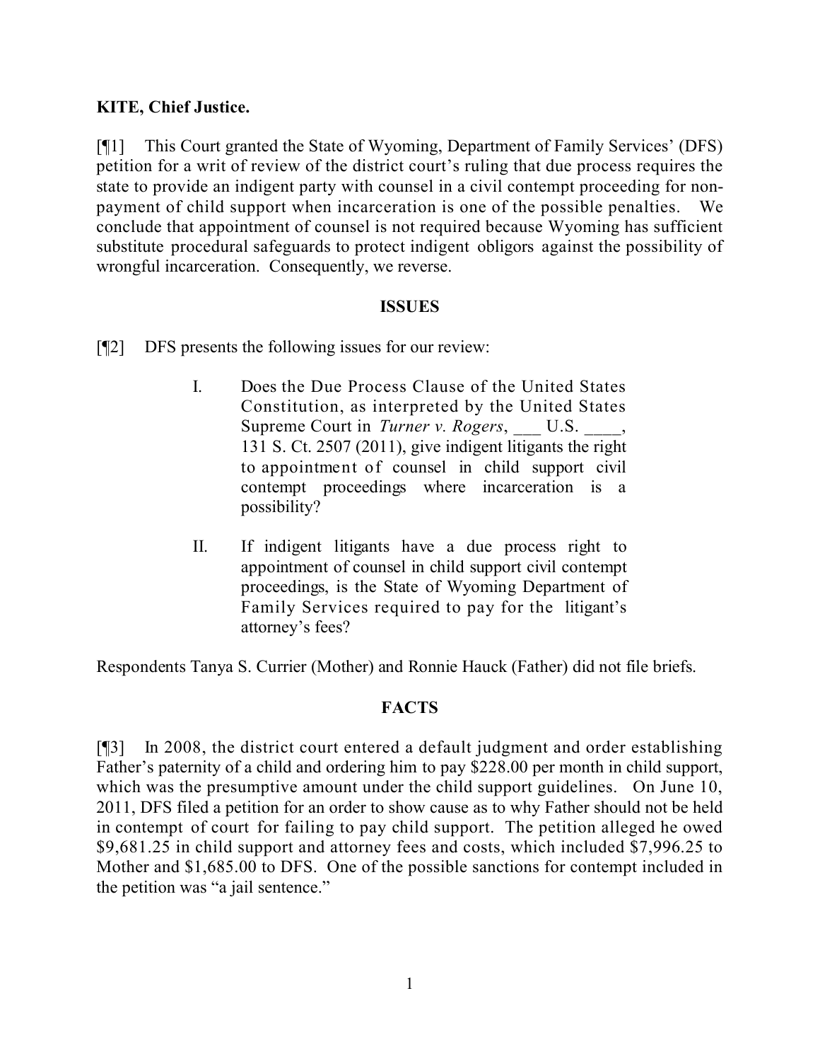**KITE, Chief Justice.**

[¶1] This Court granted the State of Wyoming, Department of Family Services' (DFS) petition for a writ of review of the district court's ruling that due process requires the state to provide an indigent party with counsel in a civil contempt proceeding for non-payment of child support when incarceration is one of the possible penalties. We conclude that appointment of counsel is not required because Wyoming has sufficient substitute procedural safeguards to protect indigent obligors against the possibility of wrongful incarceration. Consequently, we reverse.

## ISSUES

[¶2] DFS presents the following issues for our review:

> I. Does the Due Process Clause of the United States Constitution, as interpreted by the United States Supreme Court in *Turner v. Rogers*, ___ U.S. ____, 131 S. Ct. 2507 (2011), give indigent litigants the right to appointment of counsel in child support civil contempt proceedings where incarceration is a possibility?
>
> II. If indigent litigants have a due process right to appointment of counsel in child support civil contempt proceedings, is the State of Wyoming Department of Family Services required to pay for the litigant's attorney's fees?

Respondents Tanya S. Currier (Mother) and Ronnie Hauck (Father) did not file briefs.

## FACTS

[¶3] In 2008, the district court entered a default judgment and order establishing Father's paternity of a child and ordering him to pay $228.00 per month in child support, which was the presumptive amount under the child support guidelines. On June 10, 2011, DFS filed a petition for an order to show cause as to why Father should not be held in contempt of court for failing to pay child support. The petition alleged he owed $9,681.25 in child support and attorney fees and costs, which included $7,996.25 to Mother and $1,685.00 to DFS. One of the possible sanctions for contempt included in the petition was "a jail sentence."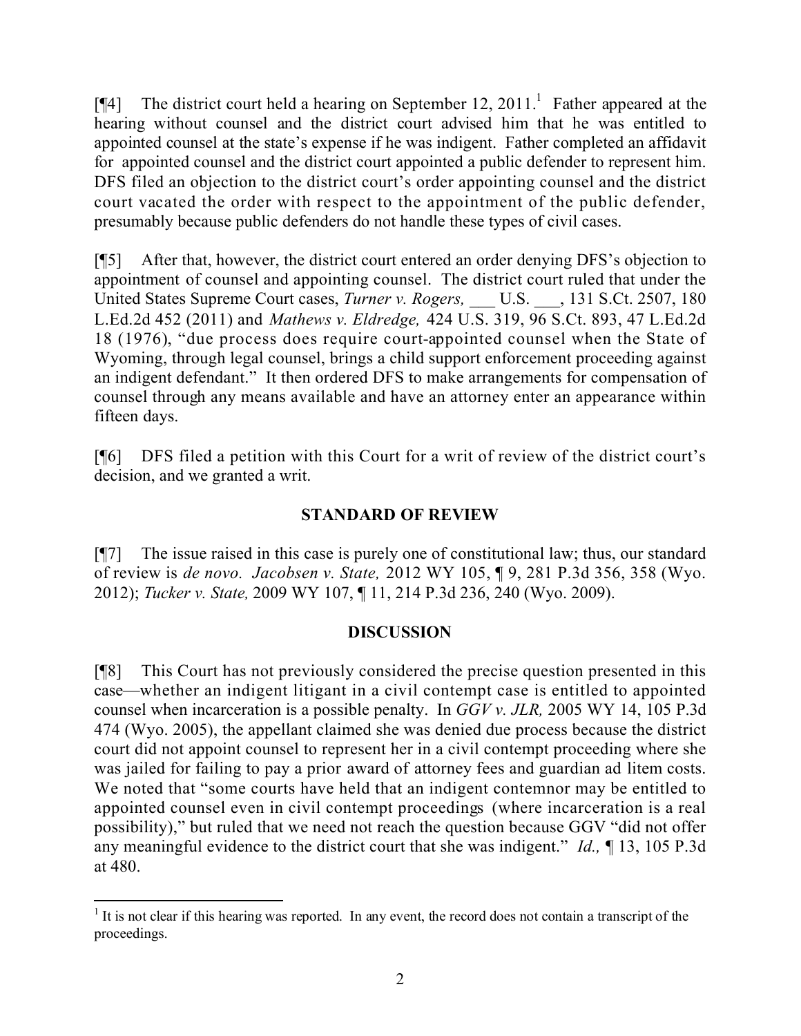[¶4] The district court held a hearing on September 12, 2011.[1] Father appeared at the hearing without counsel and the district court advised him that he was entitled to appointed counsel at the state's expense if he was indigent. Father completed an affidavit for appointed counsel and the district court appointed a public defender to represent him. DFS filed an objection to the district court's order appointing counsel and the district court vacated the order with respect to the appointment of the public defender, presumably because public defenders do not handle these types of civil cases.

[¶5] After that, however, the district court entered an order denying DFS's objection to appointment of counsel and appointing counsel. The district court ruled that under the United States Supreme Court cases, *Turner v. Rogers,* ___ U.S. ___, 131 S.Ct. 2507, 180 L.Ed.2d 452 (2011) and *Mathews v. Eldredge,* 424 U.S. 319, 96 S.Ct. 893, 47 L.Ed.2d 18 (1976), "due process does require court-appointed counsel when the State of Wyoming, through legal counsel, brings a child support enforcement proceeding against an indigent defendant." It then ordered DFS to make arrangements for compensation of counsel through any means available and have an attorney enter an appearance within fifteen days.

[¶6] DFS filed a petition with this Court for a writ of review of the district court's decision, and we granted a writ.

## STANDARD OF REVIEW

[¶7] The issue raised in this case is purely one of constitutional law; thus, our standard of review is *de novo*. *Jacobsen v. State,* 2012 WY 105, ¶ 9, 281 P.3d 356, 358 (Wyo. 2012); *Tucker v. State,* 2009 WY 107, ¶ 11, 214 P.3d 236, 240 (Wyo. 2009).

## DISCUSSION

[¶8] This Court has not previously considered the precise question presented in this case—whether an indigent litigant in a civil contempt case is entitled to appointed counsel when incarceration is a possible penalty. In *GGV v. JLR,* 2005 WY 14, 105 P.3d 474 (Wyo. 2005), the appellant claimed she was denied due process because the district court did not appoint counsel to represent her in a civil contempt proceeding where she was jailed for failing to pay a prior award of attorney fees and guardian ad litem costs. We noted that "some courts have held that an indigent contemnor may be entitled to appointed counsel even in civil contempt proceedings (where incarceration is a real possibility)," but ruled that we need not reach the question because GGV "did not offer any meaningful evidence to the district court that she was indigent." *Id.,* ¶ 13, 105 P.3d at 480.

---

[1] It is not clear if this hearing was reported. In any event, the record does not contain a transcript of the proceedings.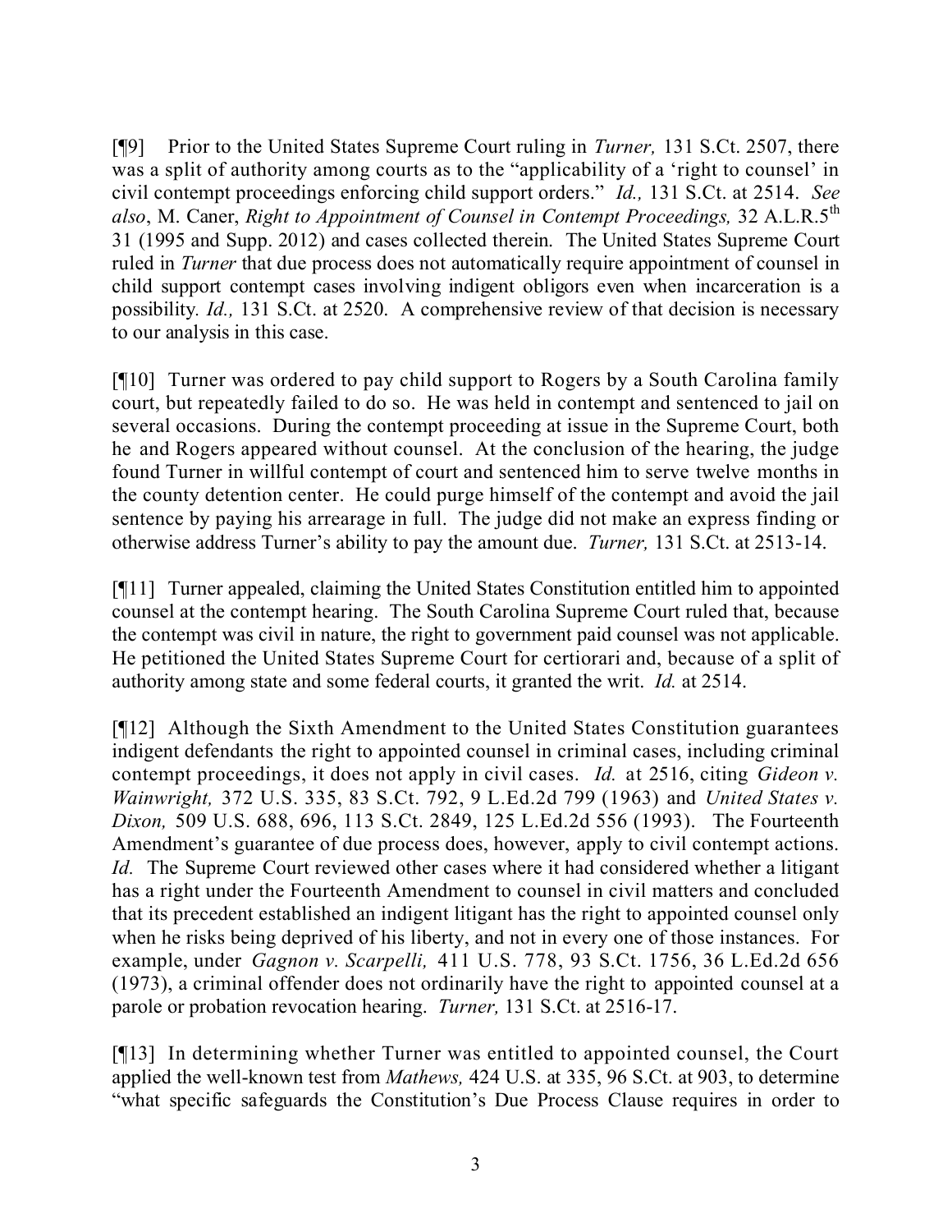[¶9] Prior to the United States Supreme Court ruling in *Turner,* 131 S.Ct. 2507, there was a split of authority among courts as to the "applicability of a 'right to counsel' in civil contempt proceedings enforcing child support orders." *Id.,* 131 S.Ct. at 2514. *See also*, M. Caner, *Right to Appointment of Counsel in Contempt Proceedings,* 32 A.L.R.5th 31 (1995 and Supp. 2012) and cases collected therein. The United States Supreme Court ruled in *Turner* that due process does not automatically require appointment of counsel in child support contempt cases involving indigent obligors even when incarceration is a possibility. *Id.,* 131 S.Ct. at 2520. A comprehensive review of that decision is necessary to our analysis in this case.

[¶10] Turner was ordered to pay child support to Rogers by a South Carolina family court, but repeatedly failed to do so. He was held in contempt and sentenced to jail on several occasions. During the contempt proceeding at issue in the Supreme Court, both he and Rogers appeared without counsel. At the conclusion of the hearing, the judge found Turner in willful contempt of court and sentenced him to serve twelve months in the county detention center. He could purge himself of the contempt and avoid the jail sentence by paying his arrearage in full. The judge did not make an express finding or otherwise address Turner's ability to pay the amount due. *Turner,* 131 S.Ct. at 2513-14.

[¶11] Turner appealed, claiming the United States Constitution entitled him to appointed counsel at the contempt hearing. The South Carolina Supreme Court ruled that, because the contempt was civil in nature, the right to government paid counsel was not applicable. He petitioned the United States Supreme Court for certiorari and, because of a split of authority among state and some federal courts, it granted the writ. *Id.* at 2514.

[¶12] Although the Sixth Amendment to the United States Constitution guarantees indigent defendants the right to appointed counsel in criminal cases, including criminal contempt proceedings, it does not apply in civil cases. *Id.* at 2516, citing *Gideon v. Wainwright,* 372 U.S. 335, 83 S.Ct. 792, 9 L.Ed.2d 799 (1963) and *United States v. Dixon,* 509 U.S. 688, 696, 113 S.Ct. 2849, 125 L.Ed.2d 556 (1993). The Fourteenth Amendment's guarantee of due process does, however, apply to civil contempt actions. *Id.* The Supreme Court reviewed other cases where it had considered whether a litigant has a right under the Fourteenth Amendment to counsel in civil matters and concluded that its precedent established an indigent litigant has the right to appointed counsel only when he risks being deprived of his liberty, and not in every one of those instances. For example, under *Gagnon v. Scarpelli,* 411 U.S. 778, 93 S.Ct. 1756, 36 L.Ed.2d 656 (1973), a criminal offender does not ordinarily have the right to appointed counsel at a parole or probation revocation hearing. *Turner,* 131 S.Ct. at 2516-17.

[¶13] In determining whether Turner was entitled to appointed counsel, the Court applied the well-known test from *Mathews,* 424 U.S. at 335, 96 S.Ct. at 903, to determine "what specific safeguards the Constitution's Due Process Clause requires in order to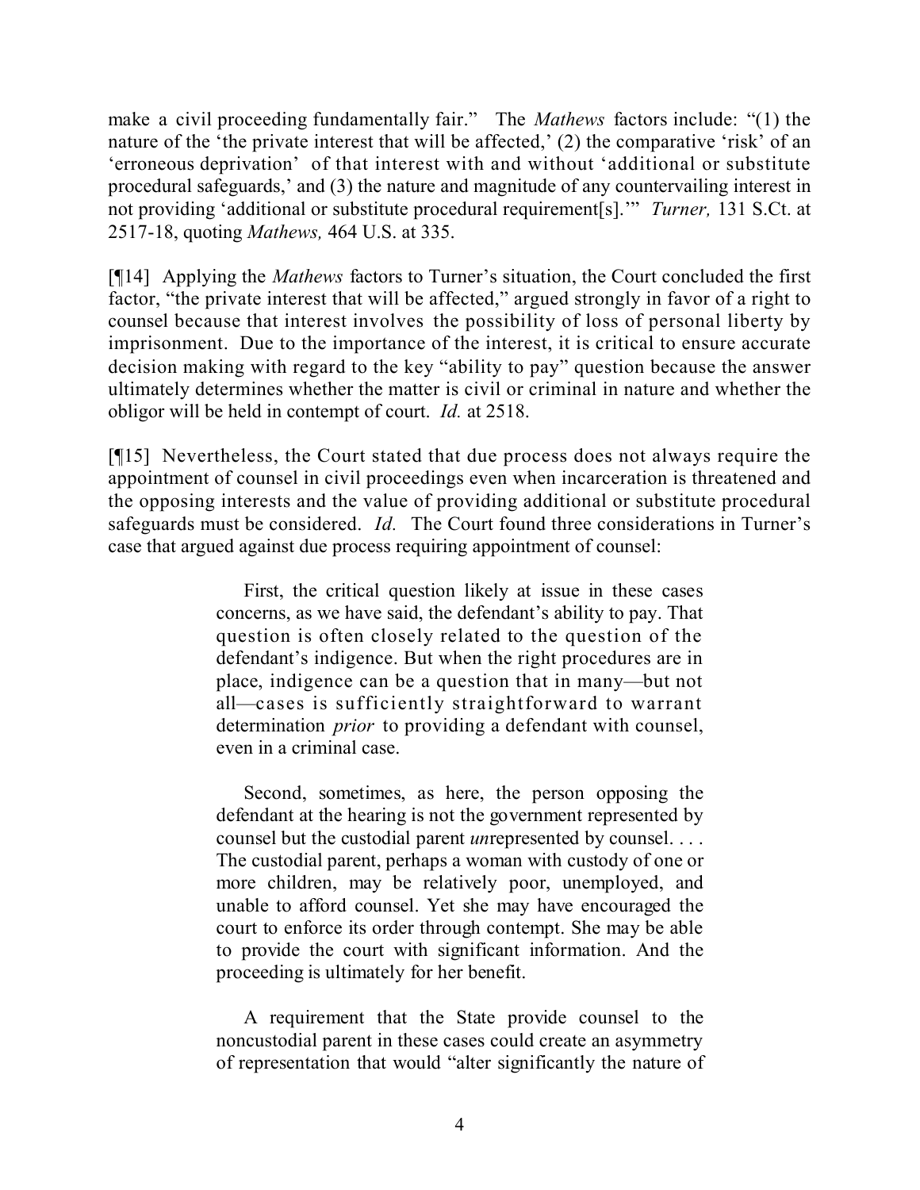make a civil proceeding fundamentally fair." The *Mathews* factors include: "(1) the nature of the 'the private interest that will be affected,' (2) the comparative 'risk' of an 'erroneous deprivation' of that interest with and without 'additional or substitute procedural safeguards,' and (3) the nature and magnitude of any countervailing interest in not providing 'additional or substitute procedural requirement[s].'" *Turner,* 131 S.Ct. at 2517-18, quoting *Mathews,* 464 U.S. at 335.

[¶14] Applying the *Mathews* factors to Turner's situation, the Court concluded the first factor, "the private interest that will be affected," argued strongly in favor of a right to counsel because that interest involves the possibility of loss of personal liberty by imprisonment. Due to the importance of the interest, it is critical to ensure accurate decision making with regard to the key "ability to pay" question because the answer ultimately determines whether the matter is civil or criminal in nature and whether the obligor will be held in contempt of court. *Id.* at 2518.

[¶15] Nevertheless, the Court stated that due process does not always require the appointment of counsel in civil proceedings even when incarceration is threatened and the opposing interests and the value of providing additional or substitute procedural safeguards must be considered. *Id.* The Court found three considerations in Turner's case that argued against due process requiring appointment of counsel:

> First, the critical question likely at issue in these cases concerns, as we have said, the defendant's ability to pay. That question is often closely related to the question of the defendant's indigence. But when the right procedures are in place, indigence can be a question that in many—but not all—cases is sufficiently straightforward to warrant determination *prior* to providing a defendant with counsel, even in a criminal case.
>
> Second, sometimes, as here, the person opposing the defendant at the hearing is not the government represented by counsel but the custodial parent *un*represented by counsel. . . . The custodial parent, perhaps a woman with custody of one or more children, may be relatively poor, unemployed, and unable to afford counsel. Yet she may have encouraged the court to enforce its order through contempt. She may be able to provide the court with significant information. And the proceeding is ultimately for her benefit.
>
> A requirement that the State provide counsel to the noncustodial parent in these cases could create an asymmetry of representation that would "alter significantly the nature of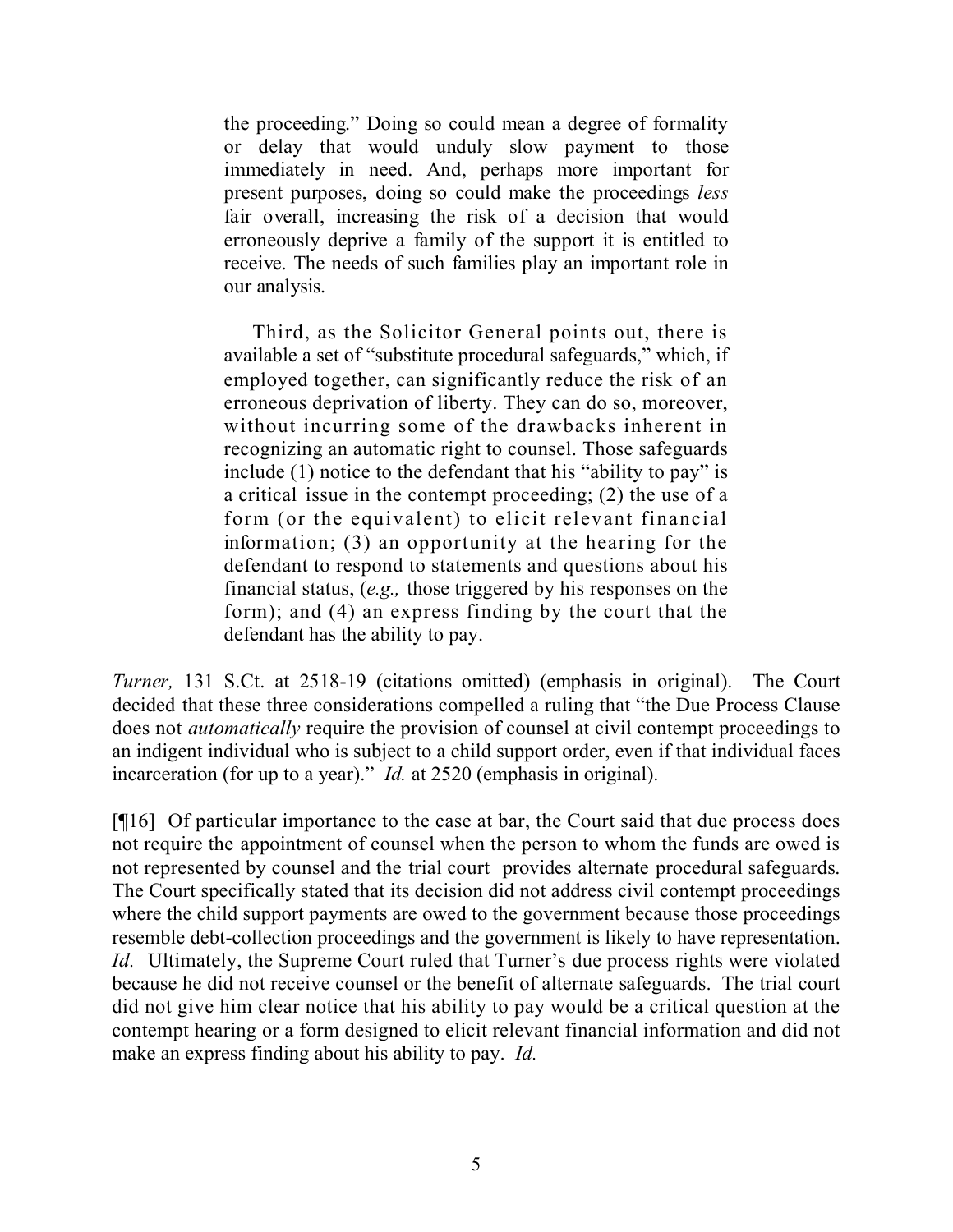> the proceeding." Doing so could mean a degree of formality or delay that would unduly slow payment to those immediately in need. And, perhaps more important for present purposes, doing so could make the proceedings *less* fair overall, increasing the risk of a decision that would erroneously deprive a family of the support it is entitled to receive. The needs of such families play an important role in our analysis.
>
> Third, as the Solicitor General points out, there is available a set of "substitute procedural safeguards," which, if employed together, can significantly reduce the risk of an erroneous deprivation of liberty. They can do so, moreover, without incurring some of the drawbacks inherent in recognizing an automatic right to counsel. Those safeguards include (1) notice to the defendant that his "ability to pay" is a critical issue in the contempt proceeding; (2) the use of a form (or the equivalent) to elicit relevant financial information; (3) an opportunity at the hearing for the defendant to respond to statements and questions about his financial status, (*e.g.,* those triggered by his responses on the form); and (4) an express finding by the court that the defendant has the ability to pay.

*Turner,* 131 S.Ct. at 2518-19 (citations omitted) (emphasis in original). The Court decided that these three considerations compelled a ruling that "the Due Process Clause does not *automatically* require the provision of counsel at civil contempt proceedings to an indigent individual who is subject to a child support order, even if that individual faces incarceration (for up to a year)." *Id.* at 2520 (emphasis in original).

[¶16] Of particular importance to the case at bar, the Court said that due process does not require the appointment of counsel when the person to whom the funds are owed is not represented by counsel and the trial court provides alternate procedural safeguards. The Court specifically stated that its decision did not address civil contempt proceedings where the child support payments are owed to the government because those proceedings resemble debt-collection proceedings and the government is likely to have representation. *Id.* Ultimately, the Supreme Court ruled that Turner's due process rights were violated because he did not receive counsel or the benefit of alternate safeguards. The trial court did not give him clear notice that his ability to pay would be a critical question at the contempt hearing or a form designed to elicit relevant financial information and did not make an express finding about his ability to pay. *Id.*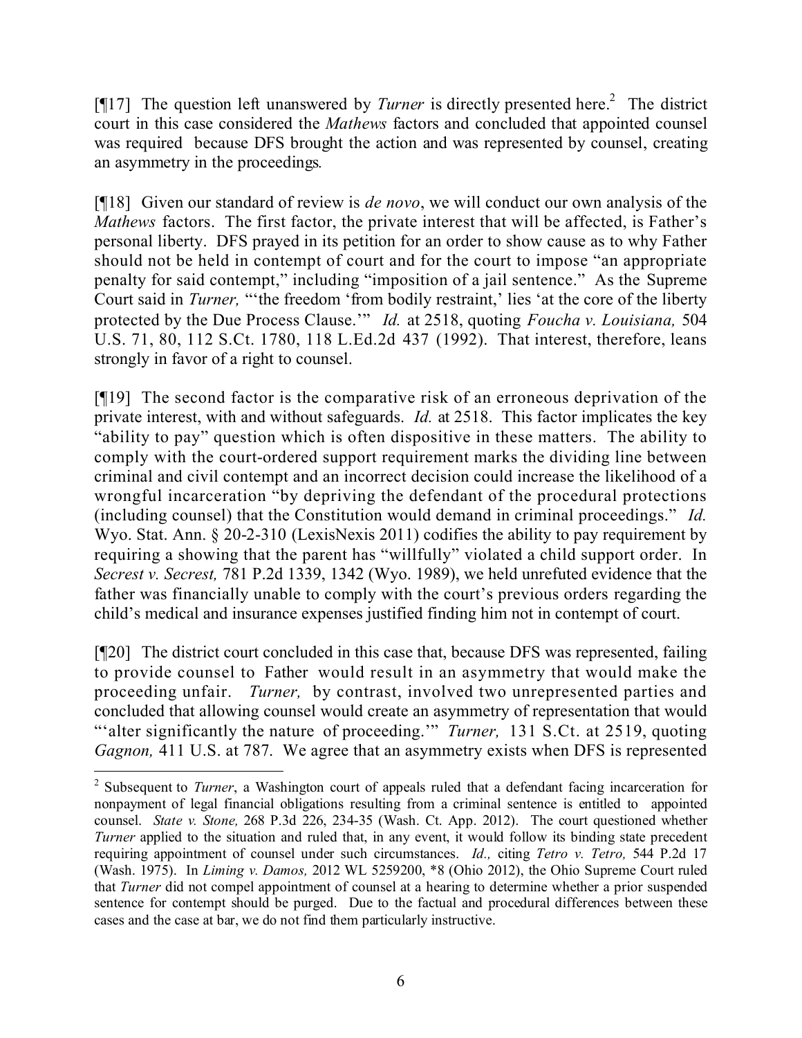[¶17] The question left unanswered by *Turner* is directly presented here.[2] The district court in this case considered the *Mathews* factors and concluded that appointed counsel was required because DFS brought the action and was represented by counsel, creating an asymmetry in the proceedings.

[¶18] Given our standard of review is *de novo*, we will conduct our own analysis of the *Mathews* factors. The first factor, the private interest that will be affected, is Father's personal liberty. DFS prayed in its petition for an order to show cause as to why Father should not be held in contempt of court and for the court to impose "an appropriate penalty for said contempt," including "imposition of a jail sentence." As the Supreme Court said in *Turner,* "'the freedom 'from bodily restraint,' lies 'at the core of the liberty protected by the Due Process Clause.'" *Id.* at 2518, quoting *Foucha v. Louisiana,* 504 U.S. 71, 80, 112 S.Ct. 1780, 118 L.Ed.2d 437 (1992). That interest, therefore, leans strongly in favor of a right to counsel.

[¶19] The second factor is the comparative risk of an erroneous deprivation of the private interest, with and without safeguards. *Id.* at 2518. This factor implicates the key "ability to pay" question which is often dispositive in these matters. The ability to comply with the court-ordered support requirement marks the dividing line between criminal and civil contempt and an incorrect decision could increase the likelihood of a wrongful incarceration "by depriving the defendant of the procedural protections (including counsel) that the Constitution would demand in criminal proceedings." *Id.* Wyo. Stat. Ann. § 20-2-310 (LexisNexis 2011) codifies the ability to pay requirement by requiring a showing that the parent has "willfully" violated a child support order. In *Secrest v. Secrest,* 781 P.2d 1339, 1342 (Wyo. 1989), we held unrefuted evidence that the father was financially unable to comply with the court's previous orders regarding the child's medical and insurance expenses justified finding him not in contempt of court.

[¶20] The district court concluded in this case that, because DFS was represented, failing to provide counsel to Father would result in an asymmetry that would make the proceeding unfair. *Turner,* by contrast, involved two unrepresented parties and concluded that allowing counsel would create an asymmetry of representation that would "'alter significantly the nature of proceeding.'" *Turner,* 131 S.Ct. at 2519, quoting *Gagnon,* 411 U.S. at 787. We agree that an asymmetry exists when DFS is represented

---

[2] Subsequent to *Turner*, a Washington court of appeals ruled that a defendant facing incarceration for nonpayment of legal financial obligations resulting from a criminal sentence is entitled to appointed counsel. *State v. Stone,* 268 P.3d 226, 234-35 (Wash. Ct. App. 2012). The court questioned whether *Turner* applied to the situation and ruled that, in any event, it would follow its binding state precedent requiring appointment of counsel under such circumstances. *Id.,* citing *Tetro v. Tetro,* 544 P.2d 17 (Wash. 1975). In *Liming v. Damos,* 2012 WL 5259200, *8 (Ohio 2012), the Ohio Supreme Court ruled that *Turner* did not compel appointment of counsel at a hearing to determine whether a prior suspended sentence for contempt should be purged. Due to the factual and procedural differences between these cases and the case at bar, we do not find them particularly instructive.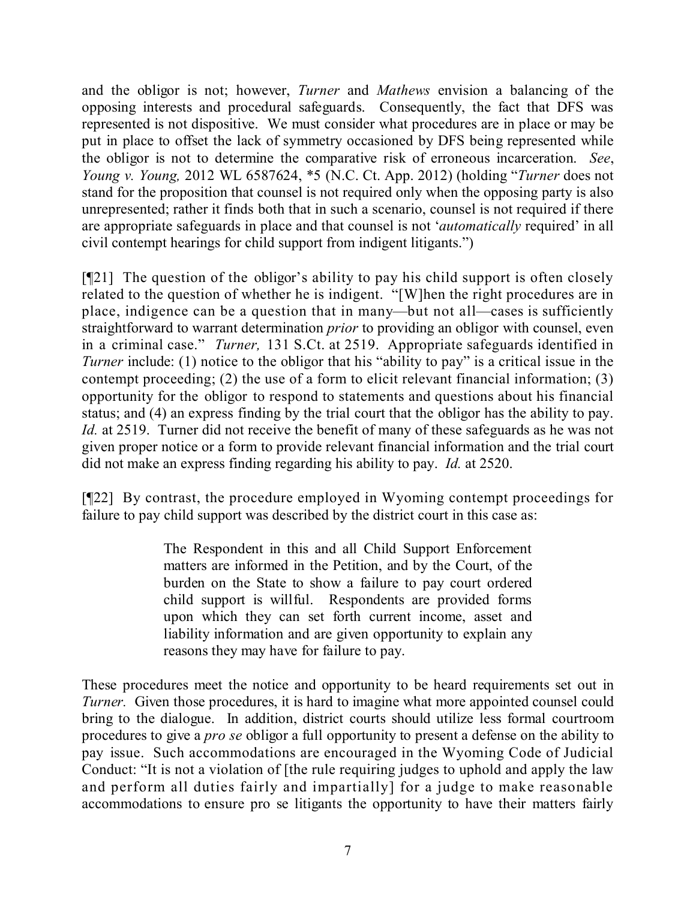and the obligor is not; however, *Turner* and *Mathews* envision a balancing of the opposing interests and procedural safeguards. Consequently, the fact that DFS was represented is not dispositive. We must consider what procedures are in place or may be put in place to offset the lack of symmetry occasioned by DFS being represented while the obligor is not to determine the comparative risk of erroneous incarceration. *See*, *Young v. Young,* 2012 WL 6587624, *5 (N.C. Ct. App. 2012) (holding "*Turner* does not stand for the proposition that counsel is not required only when the opposing party is also unrepresented; rather it finds both that in such a scenario, counsel is not required if there are appropriate safeguards in place and that counsel is not '*automatically* required' in all civil contempt hearings for child support from indigent litigants.")

[¶21] The question of the obligor's ability to pay his child support is often closely related to the question of whether he is indigent. "[W]hen the right procedures are in place, indigence can be a question that in many—but not all—cases is sufficiently straightforward to warrant determination *prior* to providing an obligor with counsel, even in a criminal case." *Turner,* 131 S.Ct. at 2519. Appropriate safeguards identified in *Turner* include: (1) notice to the obligor that his "ability to pay" is a critical issue in the contempt proceeding; (2) the use of a form to elicit relevant financial information; (3) opportunity for the obligor to respond to statements and questions about his financial status; and (4) an express finding by the trial court that the obligor has the ability to pay. *Id.* at 2519. Turner did not receive the benefit of many of these safeguards as he was not given proper notice or a form to provide relevant financial information and the trial court did not make an express finding regarding his ability to pay. *Id.* at 2520.

[¶22] By contrast, the procedure employed in Wyoming contempt proceedings for failure to pay child support was described by the district court in this case as:

> The Respondent in this and all Child Support Enforcement matters are informed in the Petition, and by the Court, of the burden on the State to show a failure to pay court ordered child support is willful. Respondents are provided forms upon which they can set forth current income, asset and liability information and are given opportunity to explain any reasons they may have for failure to pay.

These procedures meet the notice and opportunity to be heard requirements set out in *Turner.* Given those procedures, it is hard to imagine what more appointed counsel could bring to the dialogue. In addition, district courts should utilize less formal courtroom procedures to give a *pro se* obligor a full opportunity to present a defense on the ability to pay issue. Such accommodations are encouraged in the Wyoming Code of Judicial Conduct: "It is not a violation of [the rule requiring judges to uphold and apply the law and perform all duties fairly and impartially] for a judge to make reasonable accommodations to ensure pro se litigants the opportunity to have their matters fairly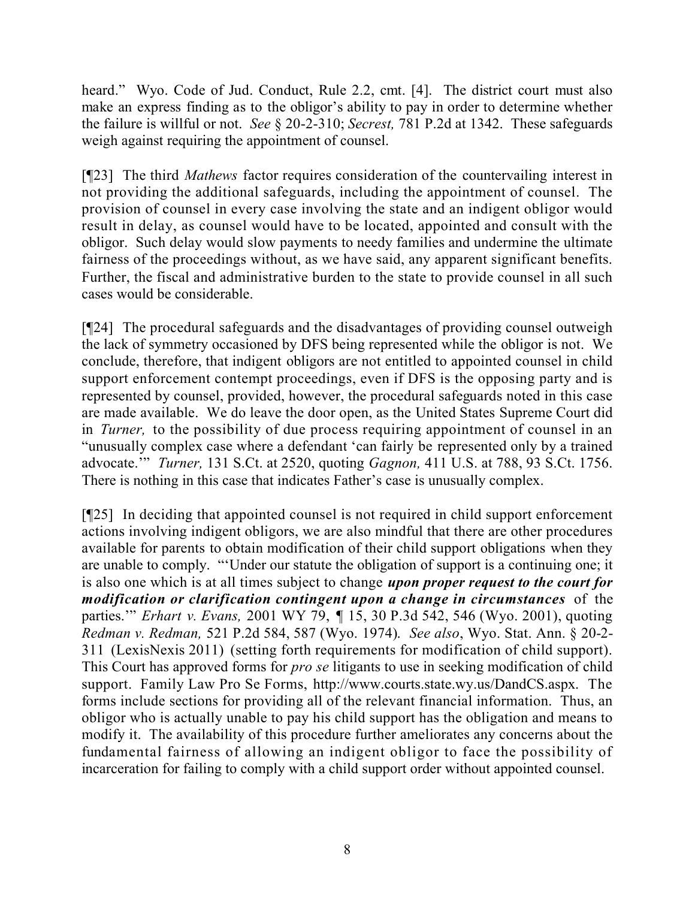heard." Wyo. Code of Jud. Conduct, Rule 2.2, cmt. [4]. The district court must also make an express finding as to the obligor's ability to pay in order to determine whether the failure is willful or not. *See* § 20-2-310; *Secrest,* 781 P.2d at 1342. These safeguards weigh against requiring the appointment of counsel.

[¶23] The third *Mathews* factor requires consideration of the countervailing interest in not providing the additional safeguards, including the appointment of counsel. The provision of counsel in every case involving the state and an indigent obligor would result in delay, as counsel would have to be located, appointed and consult with the obligor. Such delay would slow payments to needy families and undermine the ultimate fairness of the proceedings without, as we have said, any apparent significant benefits. Further, the fiscal and administrative burden to the state to provide counsel in all such cases would be considerable.

[¶24] The procedural safeguards and the disadvantages of providing counsel outweigh the lack of symmetry occasioned by DFS being represented while the obligor is not. We conclude, therefore, that indigent obligors are not entitled to appointed counsel in child support enforcement contempt proceedings, even if DFS is the opposing party and is represented by counsel, provided, however, the procedural safeguards noted in this case are made available. We do leave the door open, as the United States Supreme Court did in *Turner,* to the possibility of due process requiring appointment of counsel in an "unusually complex case where a defendant 'can fairly be represented only by a trained advocate.'" *Turner,* 131 S.Ct. at 2520, quoting *Gagnon,* 411 U.S. at 788, 93 S.Ct. 1756. There is nothing in this case that indicates Father's case is unusually complex.

[¶25] In deciding that appointed counsel is not required in child support enforcement actions involving indigent obligors, we are also mindful that there are other procedures available for parents to obtain modification of their child support obligations when they are unable to comply. "'Under our statute the obligation of support is a continuing one; it is also one which is at all times subject to change ***upon proper request to the court for modification or clarification contingent upon a change in circumstances*** of the parties.'" *Erhart v. Evans,* 2001 WY 79, ¶ 15, 30 P.3d 542, 546 (Wyo. 2001), quoting *Redman v. Redman,* 521 P.2d 584, 587 (Wyo. 1974). *See also*, Wyo. Stat. Ann. § 20-2-311 (LexisNexis 2011) (setting forth requirements for modification of child support). This Court has approved forms for *pro se* litigants to use in seeking modification of child support. Family Law Pro Se Forms, http://www.courts.state.wy.us/DandCS.aspx. The forms include sections for providing all of the relevant financial information. Thus, an obligor who is actually unable to pay his child support has the obligation and means to modify it. The availability of this procedure further ameliorates any concerns about the fundamental fairness of allowing an indigent obligor to face the possibility of incarceration for failing to comply with a child support order without appointed counsel.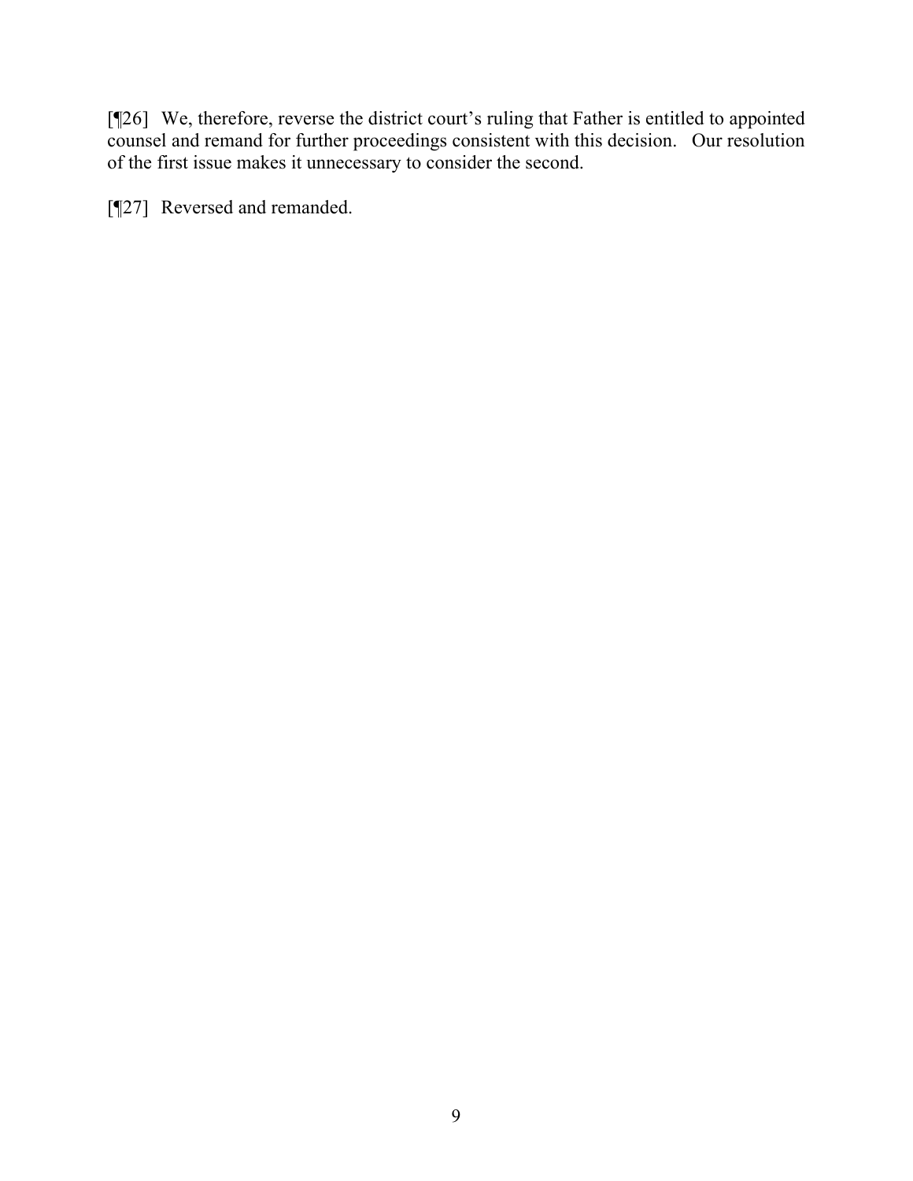[¶26] We, therefore, reverse the district court's ruling that Father is entitled to appointed counsel and remand for further proceedings consistent with this decision. Our resolution of the first issue makes it unnecessary to consider the second.

[¶27] Reversed and remanded.